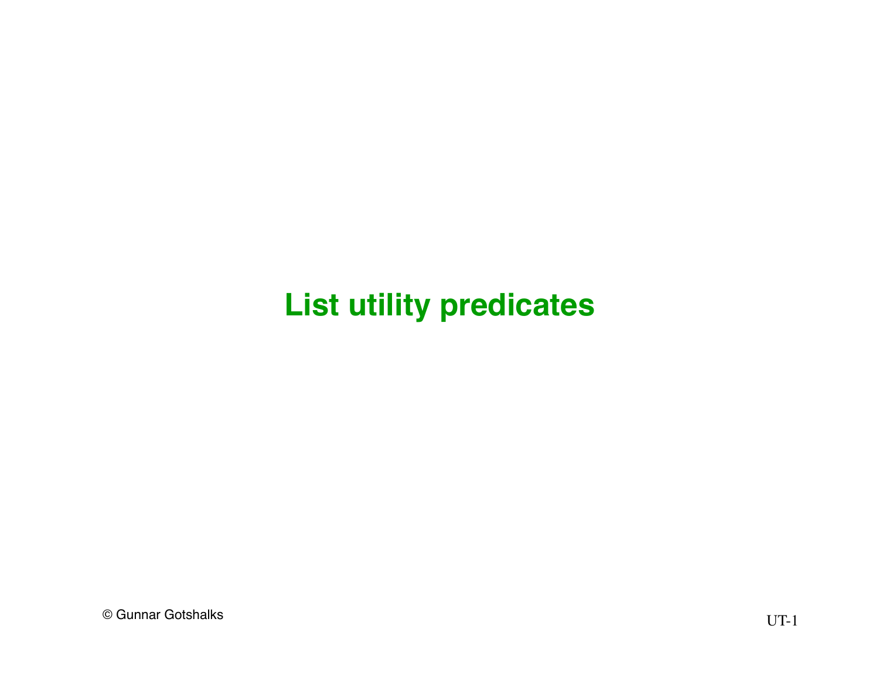# List utility predicates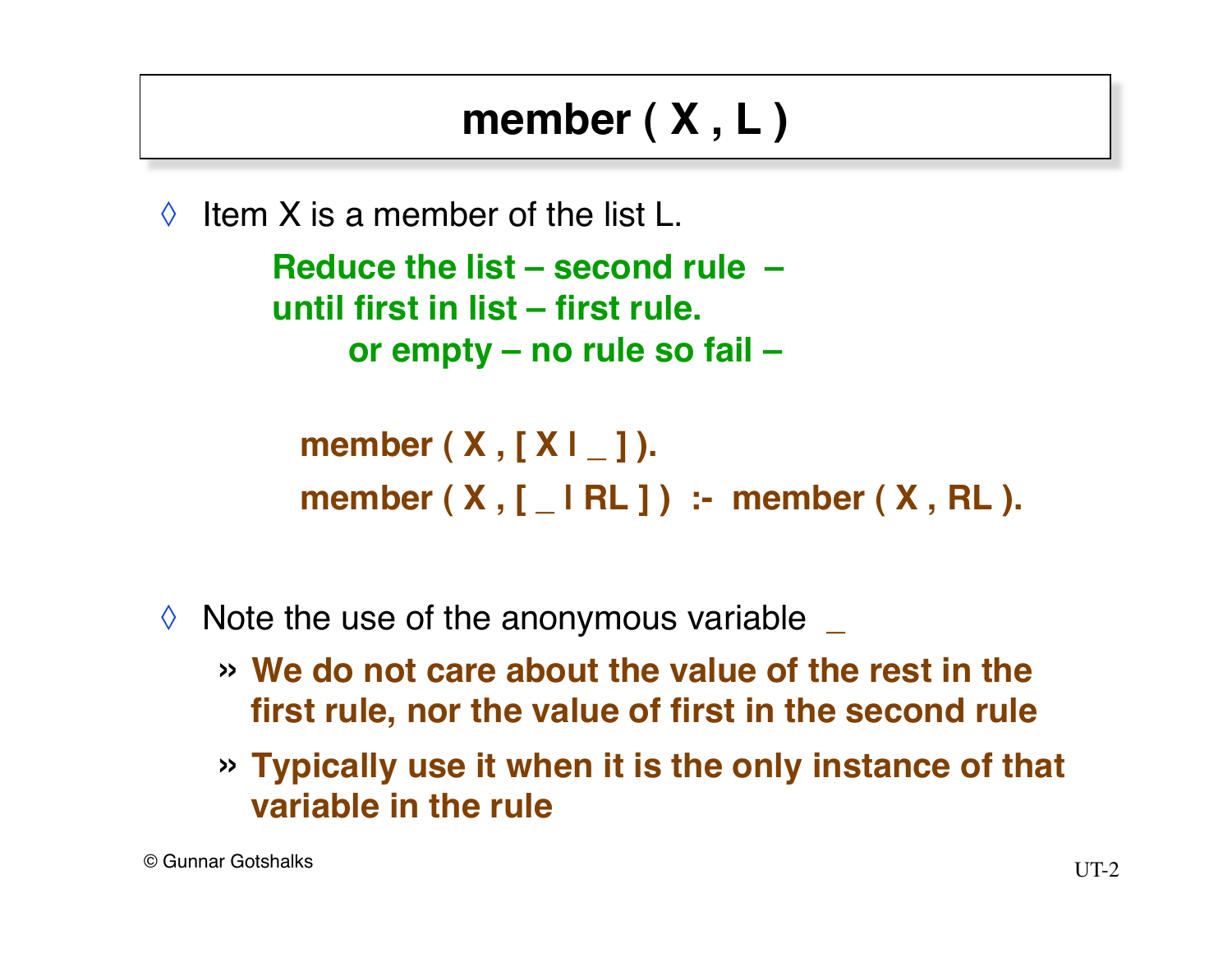# member ( X , L )

- Item X is a member of the list L.

  **Reduce the list – second rule –**
  **until first in list – first rule.**
  **or empty – no rule so fail –**

```
member ( X , [ X | _ ] ).
member ( X , [ _ | RL ] )  :-  member ( X , RL ).
```

- Note the use of the anonymous variable _
  - **We do not care about the value of the rest in the first rule, nor the value of first in the second rule**
  - **Typically use it when it is the only instance of that variable in the rule**

© Gunnar Gotshalks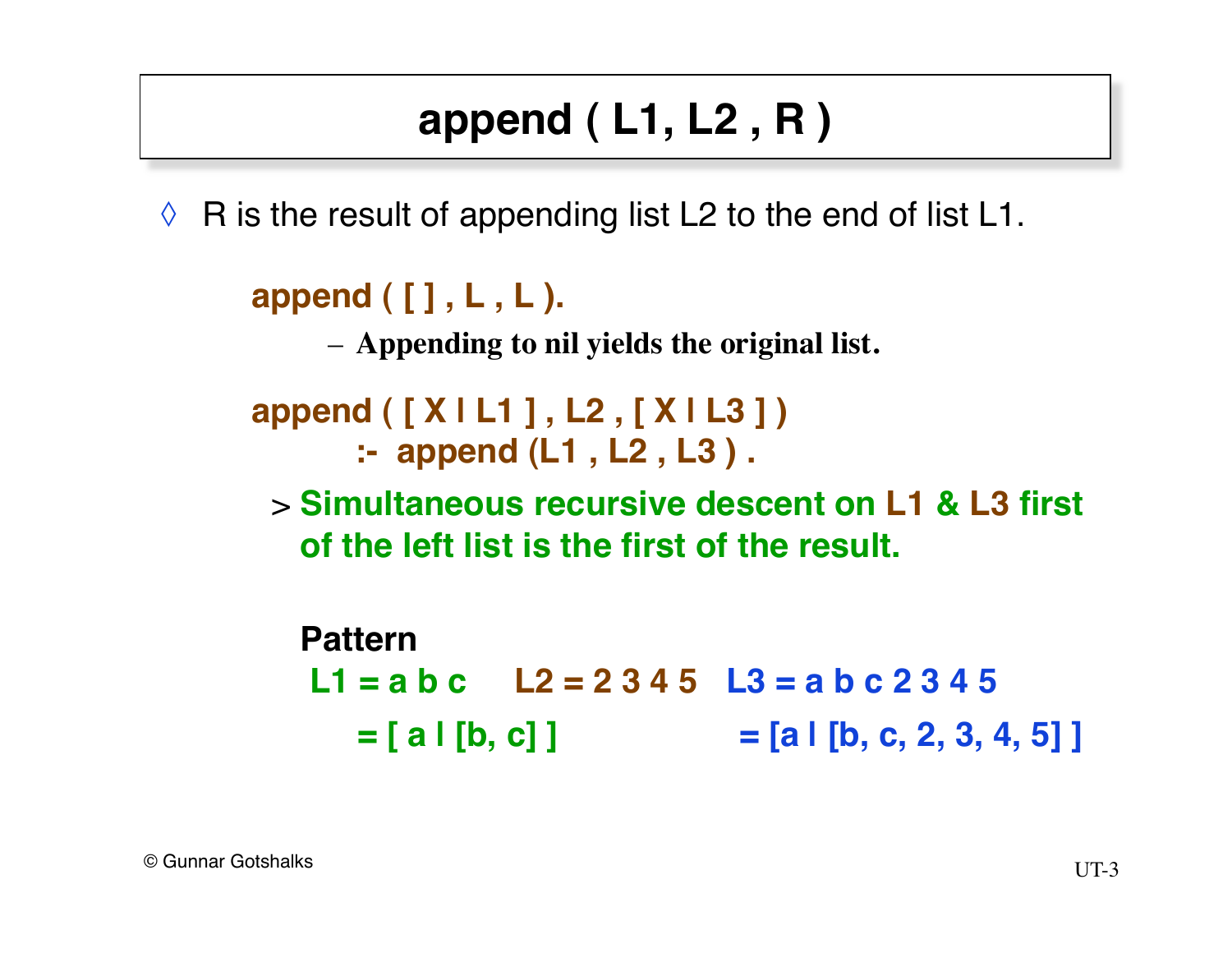# append ( L1, L2 , R )

◊ R is the result of appending list L2 to the end of list L1.

```
append ( [ ] , L , L ).
```

– **Appending to nil yields the original list.**

```
append ( [ X | L1 ] , L2 , [ X | L3 ] )
        :-  append (L1 , L2 , L3 ) .
```

> **Simultaneous recursive descent on L1 & L3 first of the left list is the first of the result.**

**Pattern**

**L1 = a b c**     **L2 = 2 3 4 5**   **L3 = a b c 2 3 4 5**

**= [ a | [b, c] ]**                    **= [a | [b, c, 2, 3, 4, 5] ]**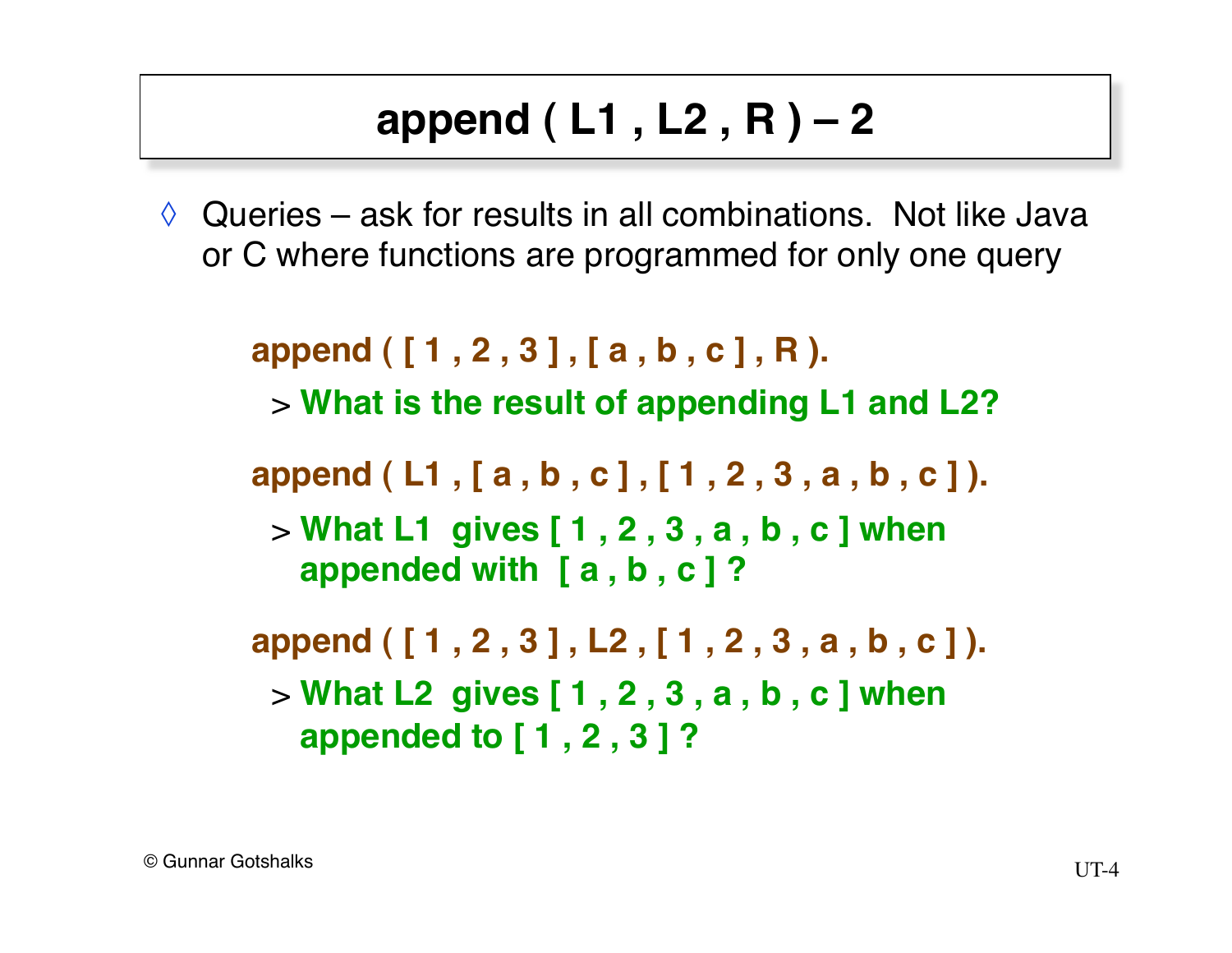# append ( L1 , L2 , R ) – 2

◊ Queries – ask for results in all combinations. Not like Java or C where functions are programmed for only one query

```
append ( [ 1 , 2 , 3 ] , [ a , b , c ] , R ).
```

> **What is the result of appending L1 and L2?**

```
append ( L1 , [ a , b , c ] , [ 1 , 2 , 3 , a , b , c ] ).
```

> **What L1 gives [ 1 , 2 , 3 , a , b , c ] when appended with [ a , b , c ] ?**

```
append ( [ 1 , 2 , 3 ] , L2 , [ 1 , 2 , 3 , a , b , c ] ).
```

> **What L2 gives [ 1 , 2 , 3 , a , b , c ] when appended to [ 1 , 2 , 3 ] ?**

© Gunnar Gotshalks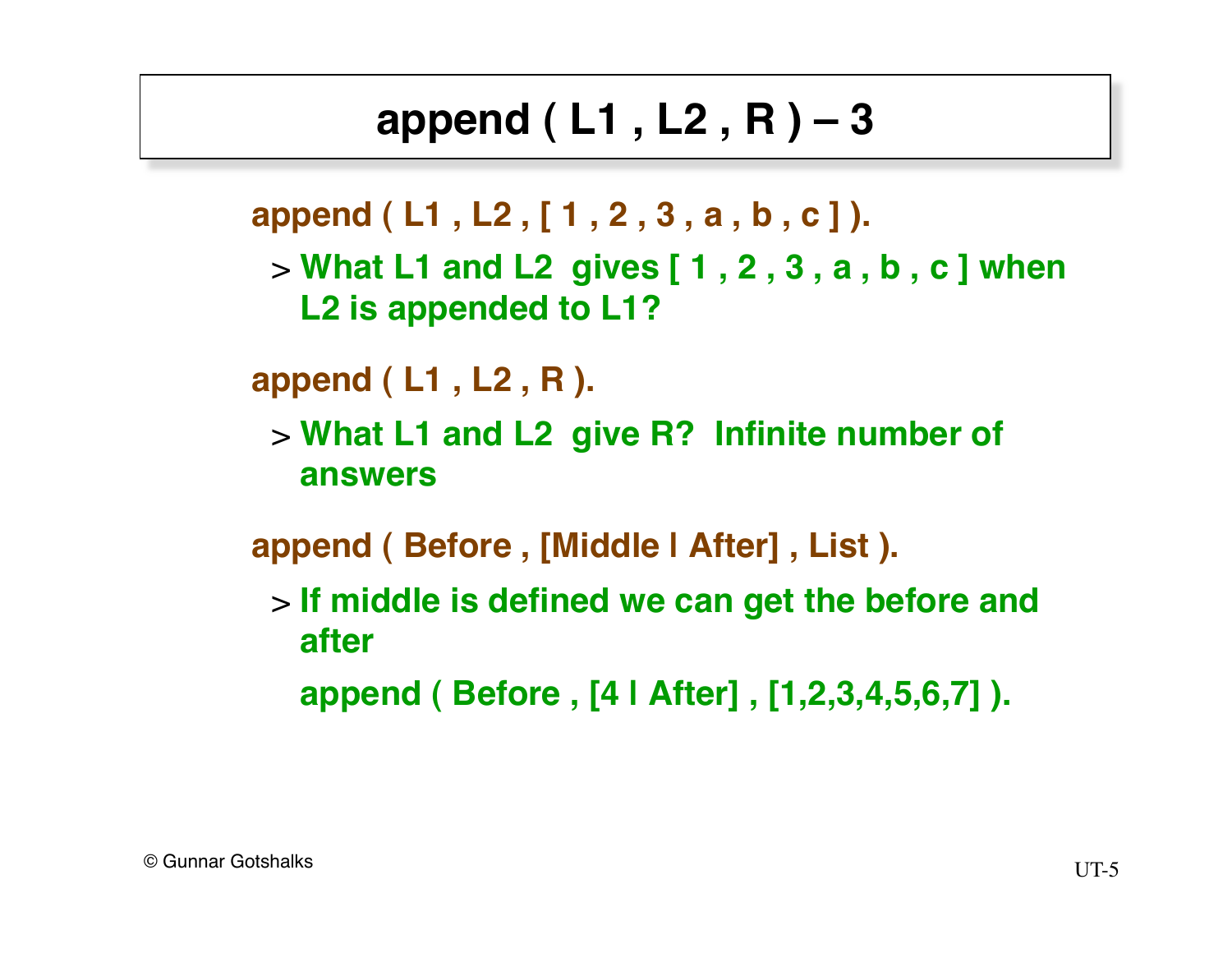# append ( L1 , L2 , R ) – 3

**append ( L1 , L2 , [ 1 , 2 , 3 , a , b , c ] ).**

> **What L1 and L2 gives [ 1 , 2 , 3 , a , b , c ] when L2 is appended to L1?**

**append ( L1 , L2 , R ).**

> **What L1 and L2 give R? Infinite number of answers**

**append ( Before , [Middle | After] , List ).**

> **If middle is defined we can get the before and after**
>
> **append ( Before , [4 | After] , [1,2,3,4,5,6,7] ).**

© Gunnar Gotshalks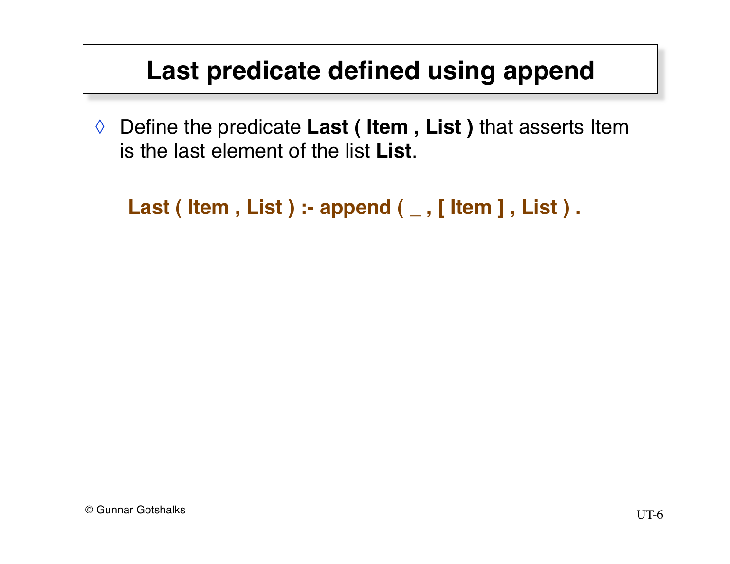# Last predicate defined using append

◊ Define the predicate **Last ( Item , List )** that asserts Item is the last element of the list **List**.

```
Last ( Item , List ) :- append ( _ , [ Item ] , List ) .
```

© Gunnar Gotshalks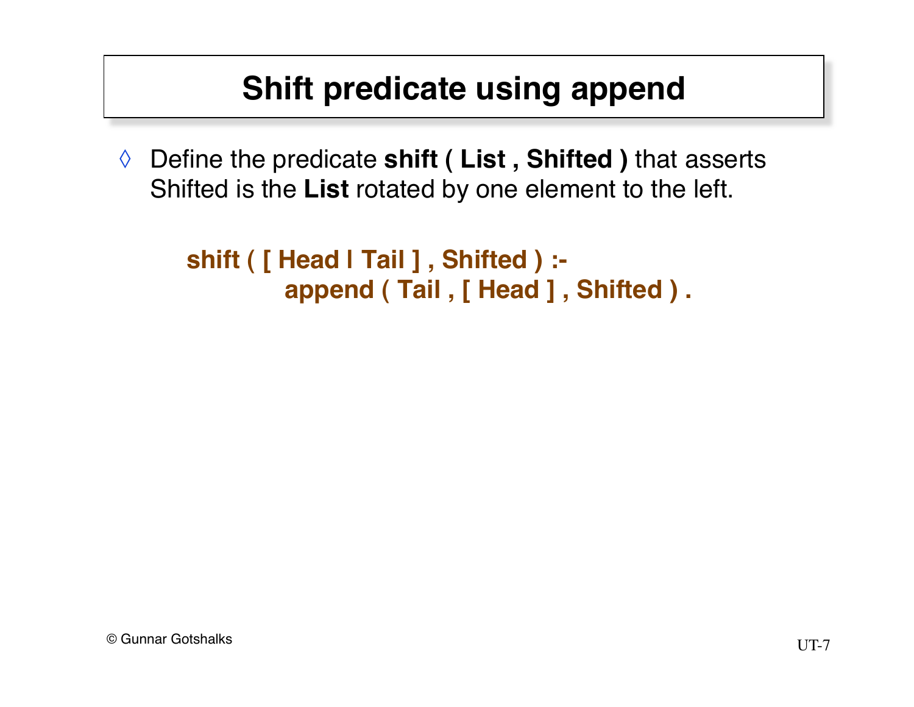# Shift predicate using append

- Define the predicate **shift ( List , Shifted )** that asserts Shifted is the **List** rotated by one element to the left.

```
shift ( [ Head | Tail ] , Shifted ) :-
        append ( Tail , [ Head ] , Shifted ) .
```

© Gunnar Gotshalks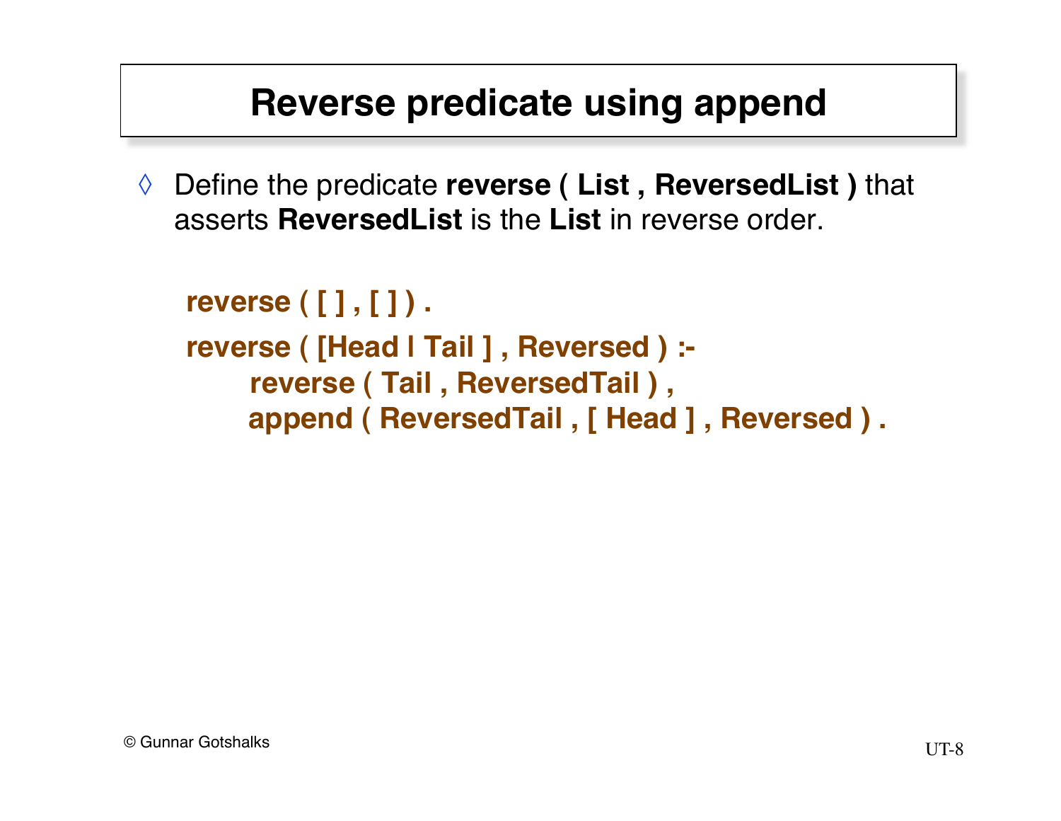# Reverse predicate using append

◊ Define the predicate **reverse ( List , ReversedList )** that asserts **ReversedList** is the **List** in reverse order.

```
reverse ( [ ] , [ ] ) .
reverse ( [Head | Tail ] , Reversed ) :-
     reverse ( Tail , ReversedTail ) ,
     append ( ReversedTail , [ Head ] , Reversed ) .
```

© Gunnar Gotshalks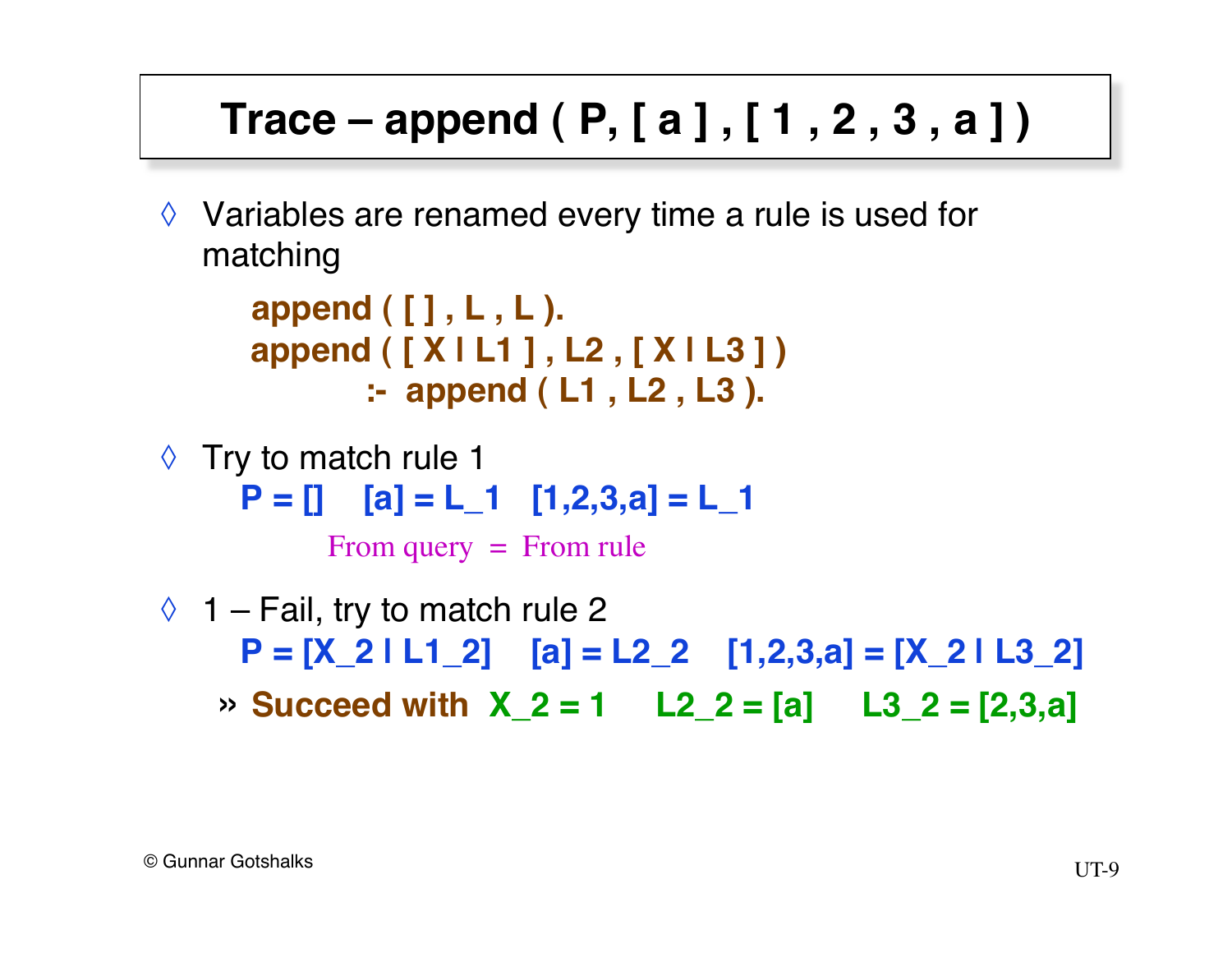# Trace – append ( P, [ a ] , [ 1 , 2 , 3 , a ] )

- Variables are renamed every time a rule is used for matching

```
append ( [ ] , L , L ).
append ( [ X | L1 ] , L2 , [ X | L3 ] )
        :-  append ( L1 , L2 , L3 ).
```

- Try to match rule 1

  **P = []   [a] = L_1   [1,2,3,a] = L_1**

  From query = From rule

- 1 – Fail, try to match rule 2

  **P = [X_2 | L1_2]   [a] = L2_2   [1,2,3,a] = [X_2 | L3_2]**

  - **Succeed with X_2 = 1   L2_2 = [a]   L3_2 = [2,3,a]**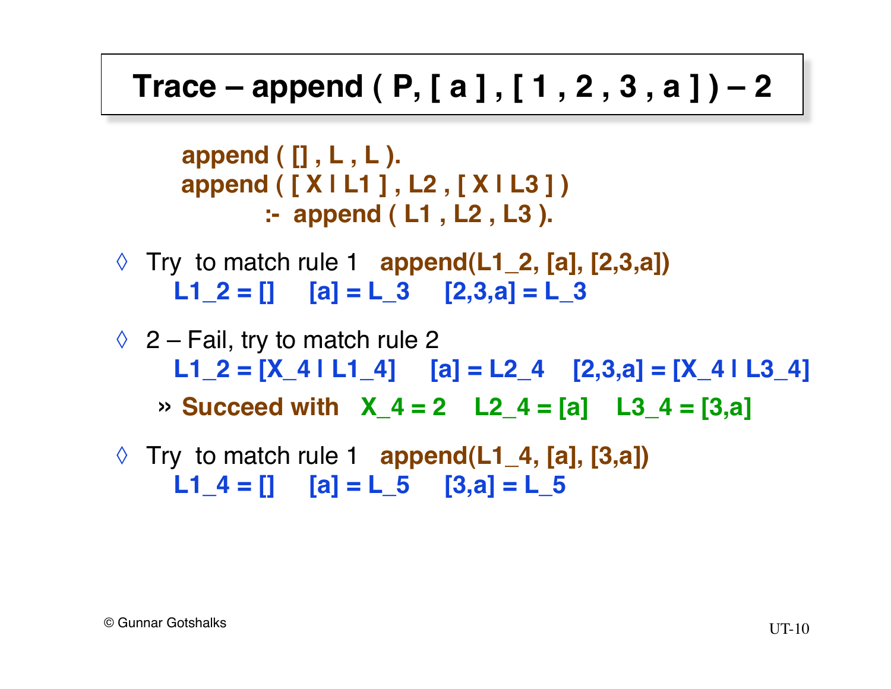# Trace – append ( P, [ a ] , [ 1 , 2 , 3 , a ] ) – 2

```
append ( [] , L , L ).
append ( [ X | L1 ] , L2 , [ X | L3 ] )
        :-  append ( L1 , L2 , L3 ).
```

- Try to match rule 1 **append(L1_2, [a], [2,3,a])**
  **L1_2 = []     [a] = L_3     [2,3,a] = L_3**

- 2 – Fail, try to match rule 2
  **L1_2 = [X_4 | L1_4]     [a] = L2_4     [2,3,a] = [X_4 | L3_4]**
  - **Succeed with   X_4 = 2     L2_4 = [a]     L3_4 = [3,a]**

- Try to match rule 1 **append(L1_4, [a], [3,a])**
  **L1_4 = []     [a] = L_5     [3,a] = L_5**

© Gunnar Gotshalks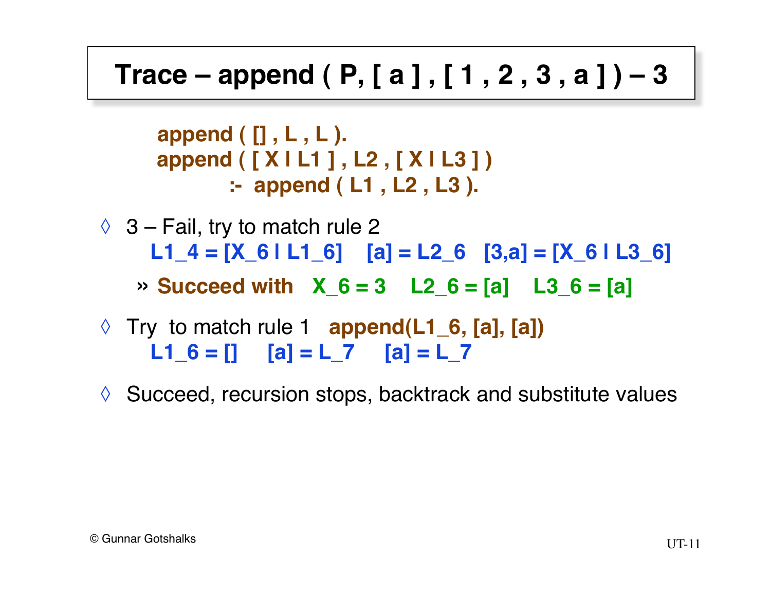# Trace – append ( P, [ a ] , [ 1 , 2 , 3 , a ] ) – 3

```
append ( [] , L , L ).
append ( [ X | L1 ] , L2 , [ X | L3 ] )
        :-  append ( L1 , L2 , L3 ).
```

- 3 – Fail, try to match rule 2
  **L1_4 = [X_6 | L1_6]    [a] = L2_6    [3,a] = [X_6 | L3_6]**
  - **Succeed with    X_6 = 3    L2_6 = [a]    L3_6 = [a]**
- Try to match rule 1    **append(L1_6, [a], [a])**
  **L1_6 = []    [a] = L_7    [a] = L_7**
- Succeed, recursion stops, backtrack and substitute values

© Gunnar Gotshalks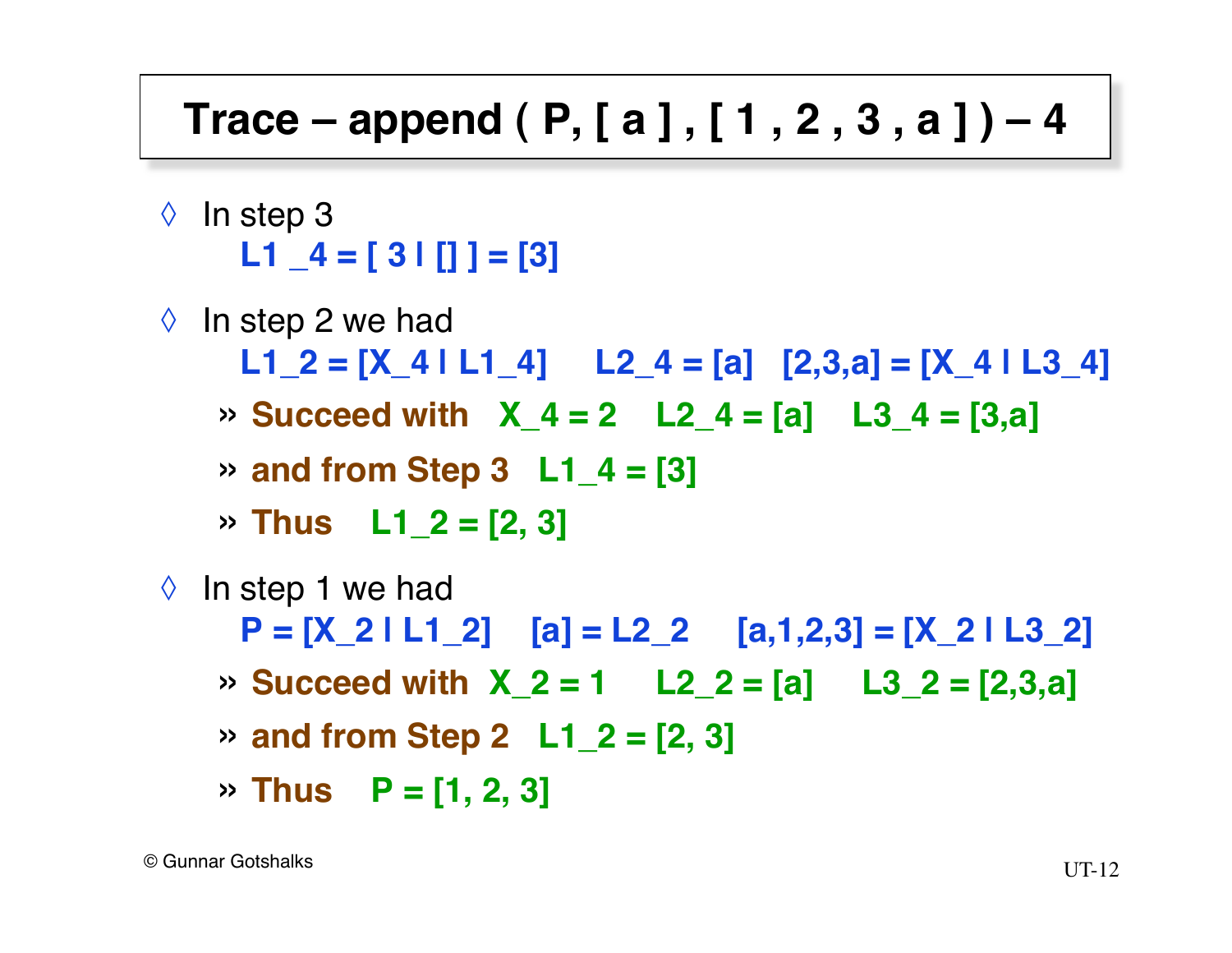# Trace – append ( P, [ a ] , [ 1 , 2 , 3 , a ] ) – 4

- In step 3
  **L1 _4 = [ 3 | [] ] = [3]**
- In step 2 we had
  **L1_2 = [X_4 | L1_4]     L2_4 = [a]   [2,3,a] = [X_4 | L3_4]**
  - **Succeed with   X_4 = 2   L2_4 = [a]   L3_4 = [3,a]**
  - **and from Step 3   L1_4 = [3]**
  - **Thus   L1_2 = [2, 3]**
- In step 1 we had
  **P = [X_2 | L1_2]   [a] = L2_2   [a,1,2,3] = [X_2 | L3_2]**
  - **Succeed with  X_2 = 1   L2_2 = [a]   L3_2 = [2,3,a]**
  - **and from Step 2   L1_2 = [2, 3]**
  - **Thus   P = [1, 2, 3]**

© Gunnar Gotshalks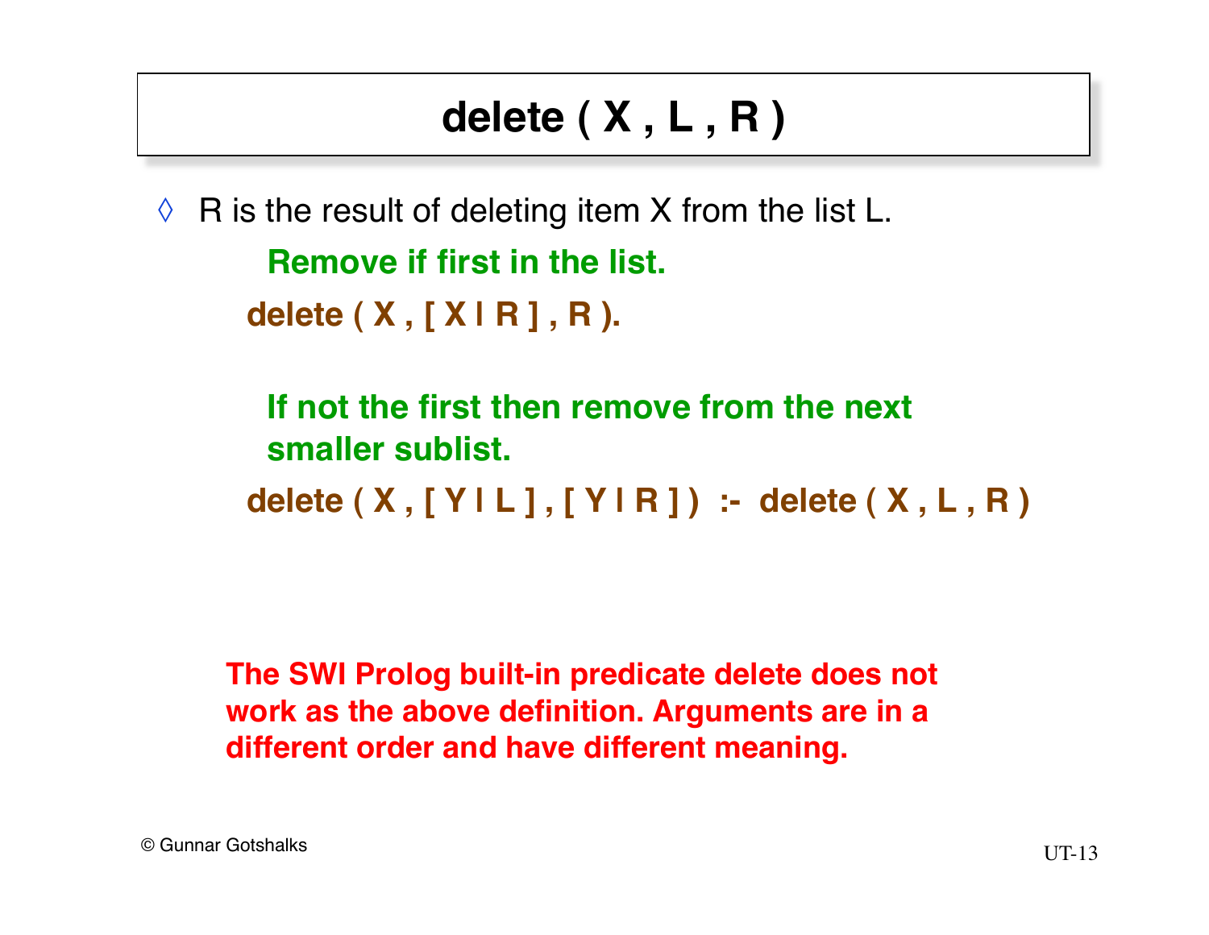# delete ( X , L , R )

◊ R is the result of deleting item X from the list L.

**Remove if first in the list.**

```
delete ( X , [ X | R ] , R ).
```

**If not the first then remove from the next smaller sublist.**

```
delete ( X , [ Y | L ] , [ Y | R ] )  :-  delete ( X , L , R )
```

**The SWI Prolog built-in predicate delete does not work as the above definition. Arguments are in a different order and have different meaning.**

© Gunnar Gotshalks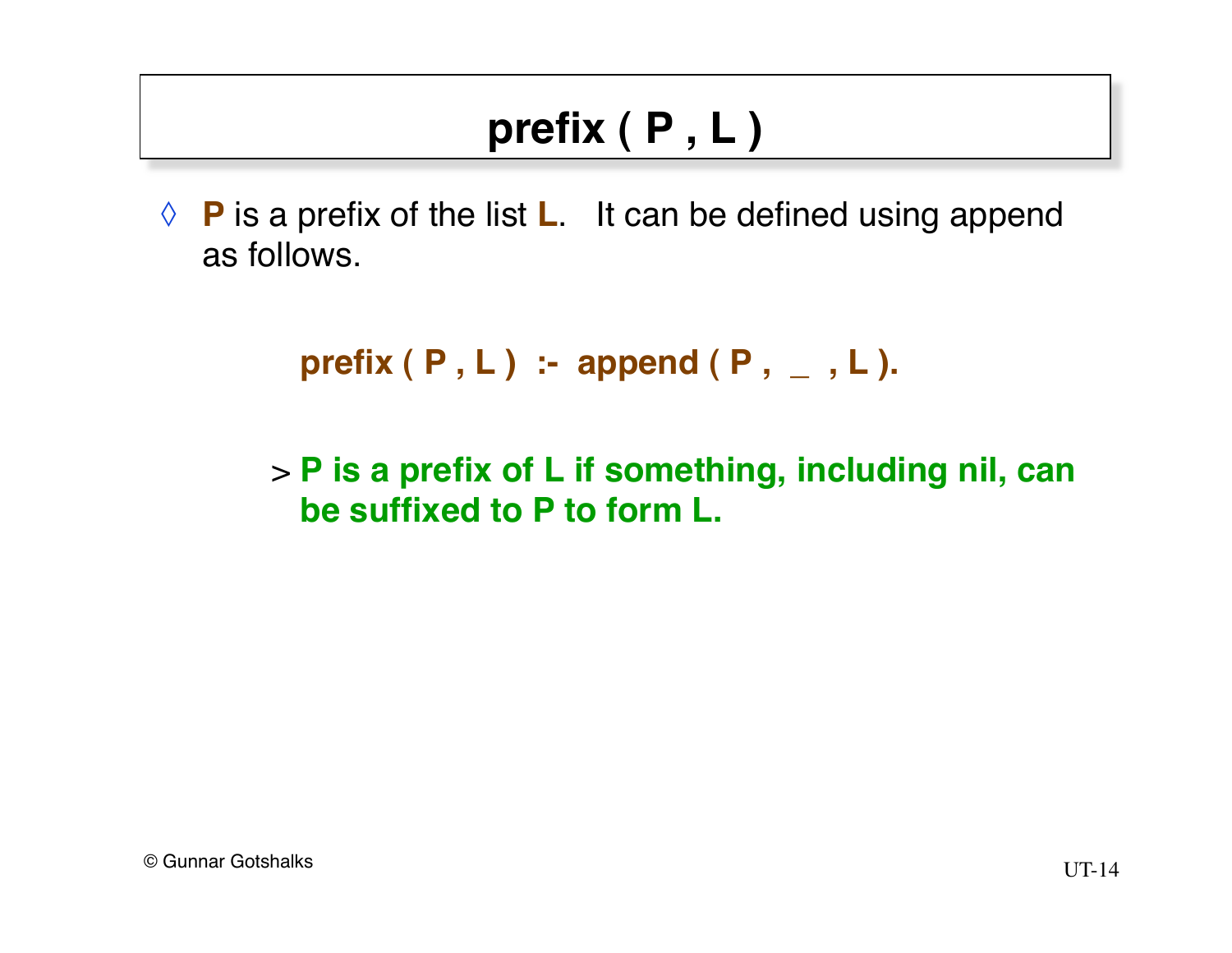# prefix ( P , L )

◊ **P** is a prefix of the list **L**. It can be defined using append as follows.

```
prefix ( P , L )  :-  append ( P ,  _  , L ).
```

> **P is a prefix of L if something, including nil, can be suffixed to P to form L.**

© Gunnar Gotshalks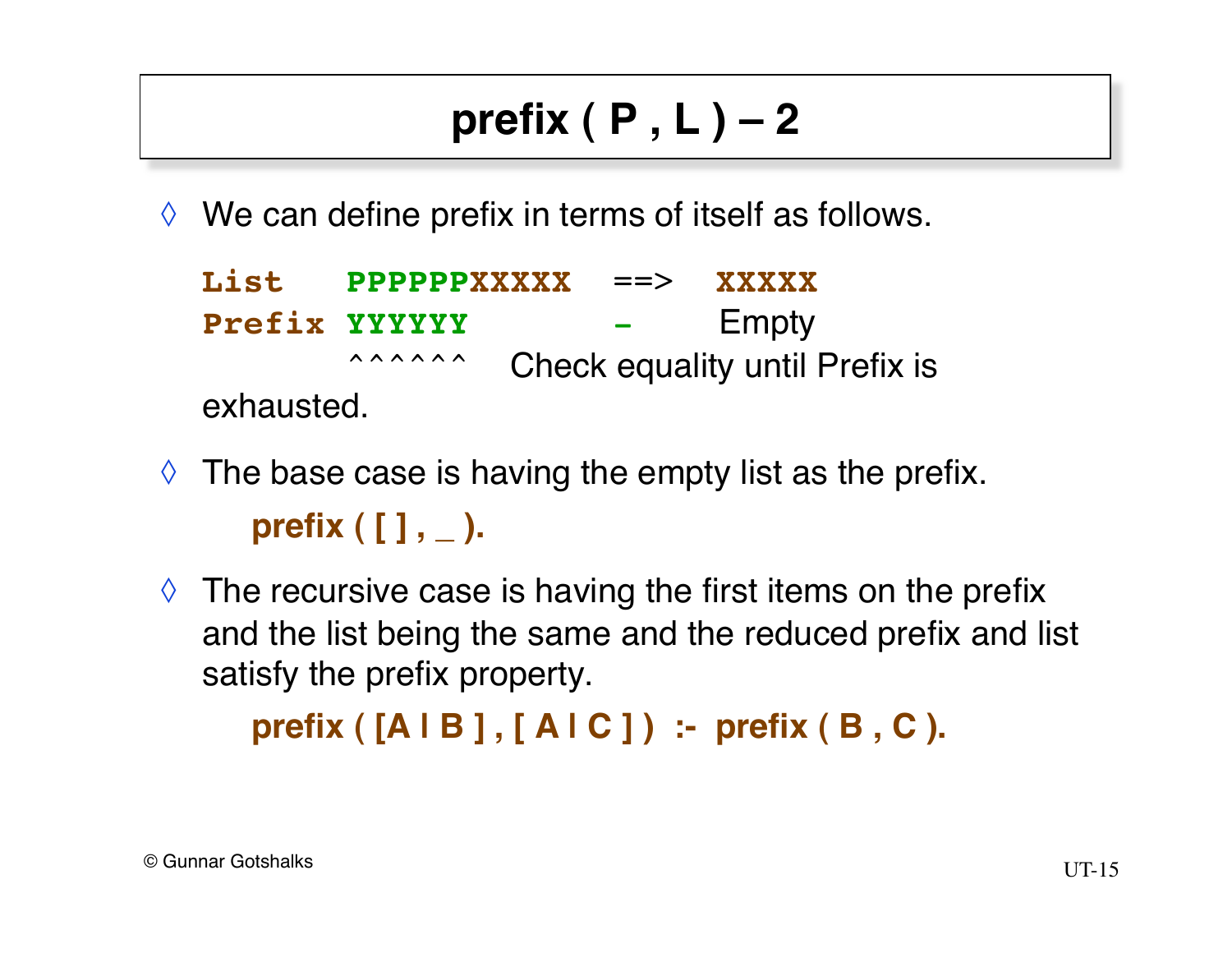# prefix ( P , L ) – 2

◊ We can define prefix in terms of itself as follows.

```
List    PPPPPPXXXXX   ==>   XXXXX
Prefix  YYYYYY         -    Empty
        ^^^^^^   Check equality until Prefix is
exhausted.
```

◊ The base case is having the empty list as the prefix.

**prefix ( [ ] , _ ).**

◊ The recursive case is having the first items on the prefix and the list being the same and the reduced prefix and list satisfy the prefix property.

**prefix ( [A | B ] , [ A | C ] ) :- prefix ( B , C ).**

© Gunnar Gotshalks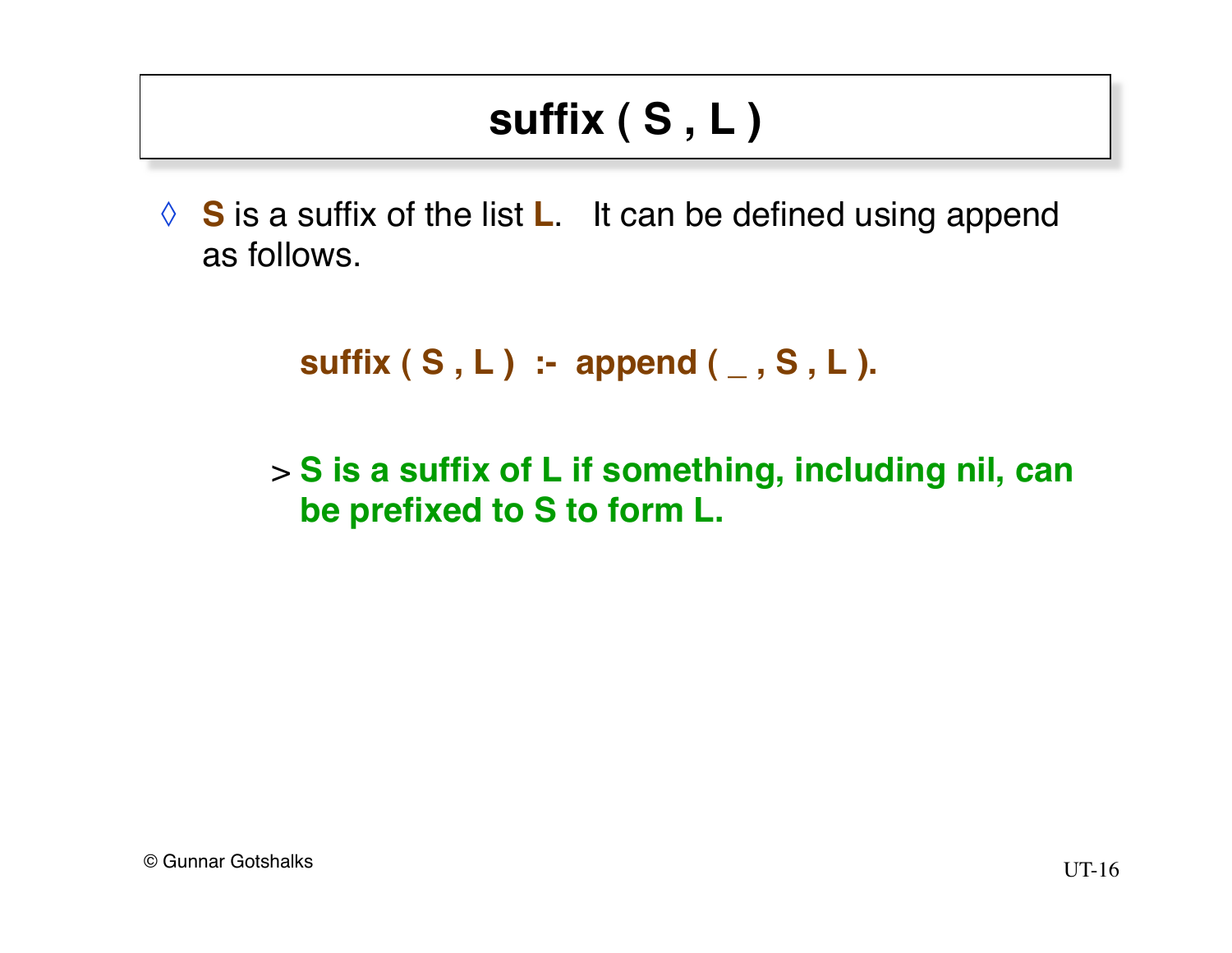# suffix ( S , L )

◊ **S** is a suffix of the list **L**. It can be defined using append as follows.

```
suffix ( S , L )  :-  append ( _ , S , L ).
```

> **S is a suffix of L if something, including nil, can be prefixed to S to form L.**

© Gunnar Gotshalks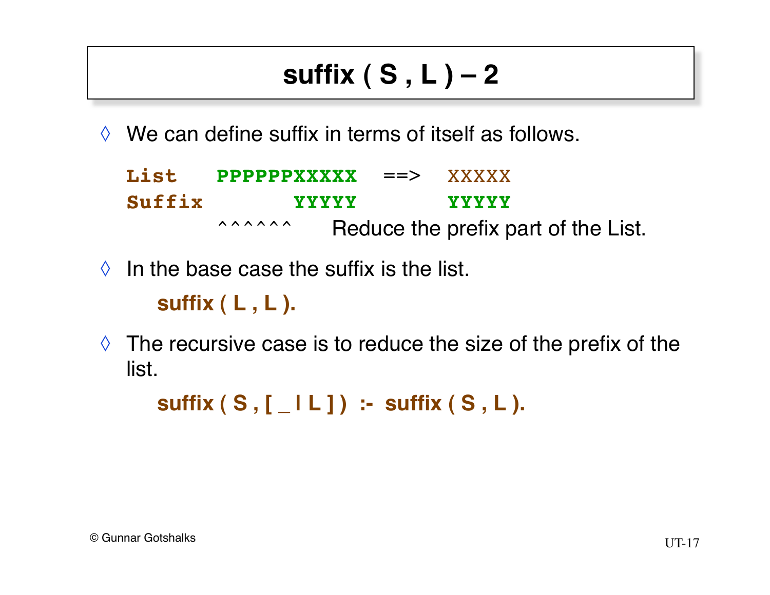# suffix ( S , L ) – 2

◊ We can define suffix in terms of itself as follows.

```
List    PPPPPPXXXXX   ==>   XXXXX
Suffix        YYYYY         YYYYY
        ^^^^^^       Reduce the prefix part of the List.
```

◊ In the base case the suffix is the list.

**suffix ( L , L ).**

◊ The recursive case is to reduce the size of the prefix of the list.

**suffix ( S , [ _ | L ] ) :- suffix ( S , L ).**

© Gunnar Gotshalks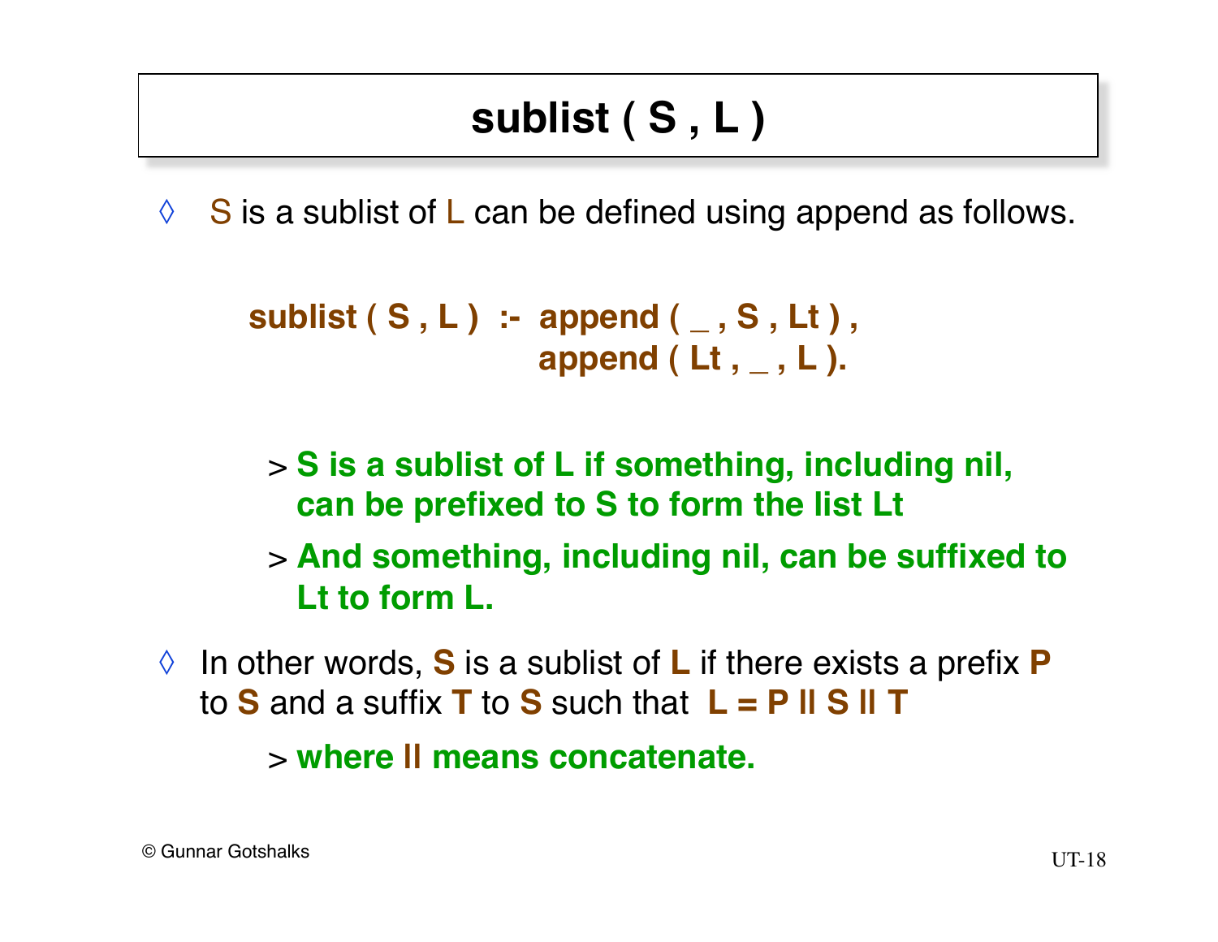# sublist ( S , L )

◊ S is a sublist of L can be defined using append as follows.

```
sublist ( S , L )  :-  append ( _ , S , Lt ) ,
                       append ( Lt , _ , L ).
```

> **S is a sublist of L if something, including nil, can be prefixed to S to form the list Lt**

> **And something, including nil, can be suffixed to Lt to form L.**

◊ In other words, **S** is a sublist of **L** if there exists a prefix **P** to **S** and a suffix **T** to **S** such that **L = P || S || T**

> **where || means concatenate.**

© Gunnar Gotshalks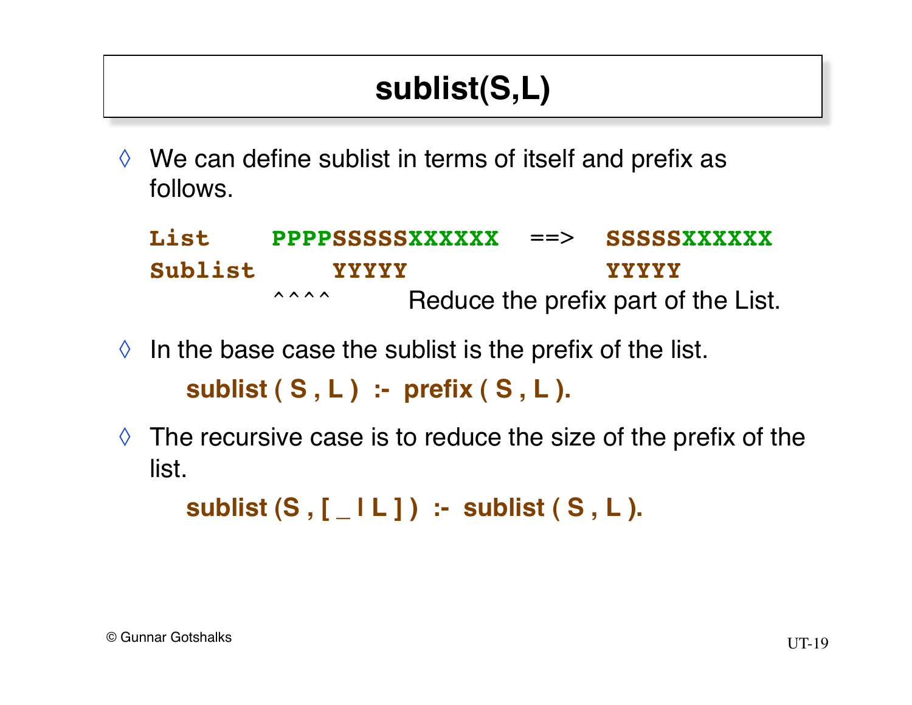# sublist(S,L)

- We can define sublist in terms of itself and prefix as follows.

```
List      PPPPSSSSSXXXXXX   ==>   SSSSSXXXXXX
Sublist       YYYYY               YYYYY
          ^^^^        Reduce the prefix part of the List.
```

- In the base case the sublist is the prefix of the list.

  **sublist ( S , L )  :-  prefix ( S , L ).**

- The recursive case is to reduce the size of the prefix of the list.

  **sublist (S , [ _ | L ] )  :-  sublist ( S , L ).**

© Gunnar Gotshalks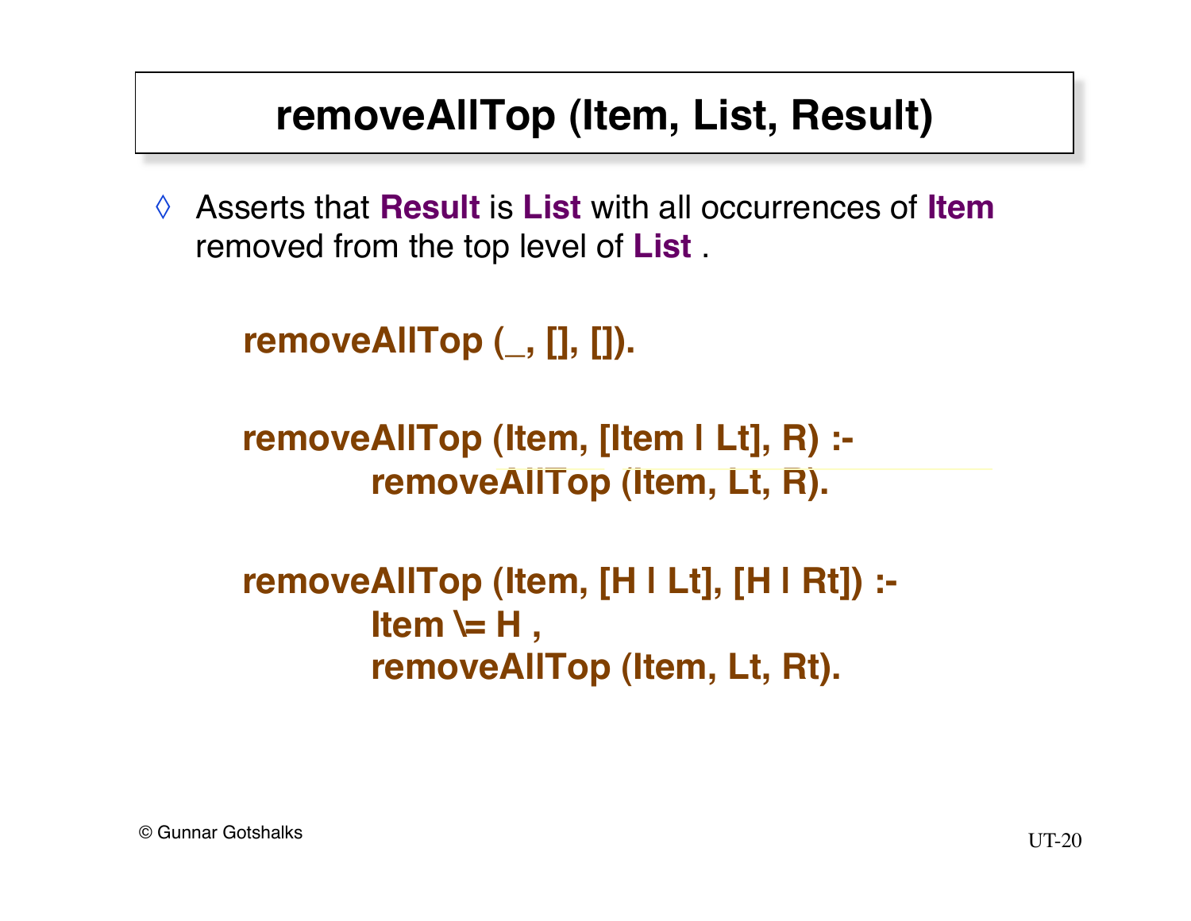# removeAllTop (Item, List, Result)

◊ Asserts that **Result** is **List** with all occurrences of **Item** removed from the top level of **List** .

```
removeAllTop (_, [], []).

removeAllTop (Item, [Item | Lt], R) :-
        removeAllTop (Item, Lt, R).

removeAllTop (Item, [H | Lt], [H | Rt]) :-
        Item \= H ,
        removeAllTop (Item, Lt, Rt).
```

© Gunnar Gotshalks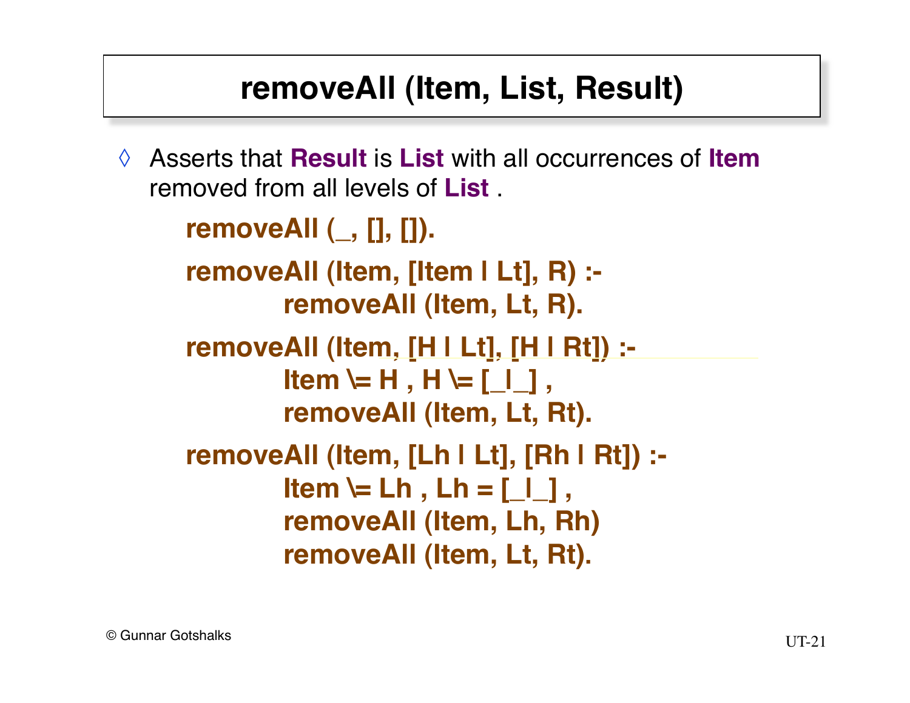# removeAll (Item, List, Result)

◊ Asserts that **Result** is **List** with all occurrences of **Item** removed from all levels of **List** .

```
removeAll (_, [], []).

removeAll (Item, [Item | Lt], R) :-
        removeAll (Item, Lt, R).

removeAll (Item, [H | Lt], [H | Rt]) :-
        Item \= H , H \= [_|_] ,
        removeAll (Item, Lt, Rt).

removeAll (Item, [Lh | Lt], [Rh | Rt]) :-
        Item \= Lh , Lh = [_|_] ,
        removeAll (Item, Lh, Rh)
        removeAll (Item, Lt, Rt).
```

© Gunnar Gotshalks